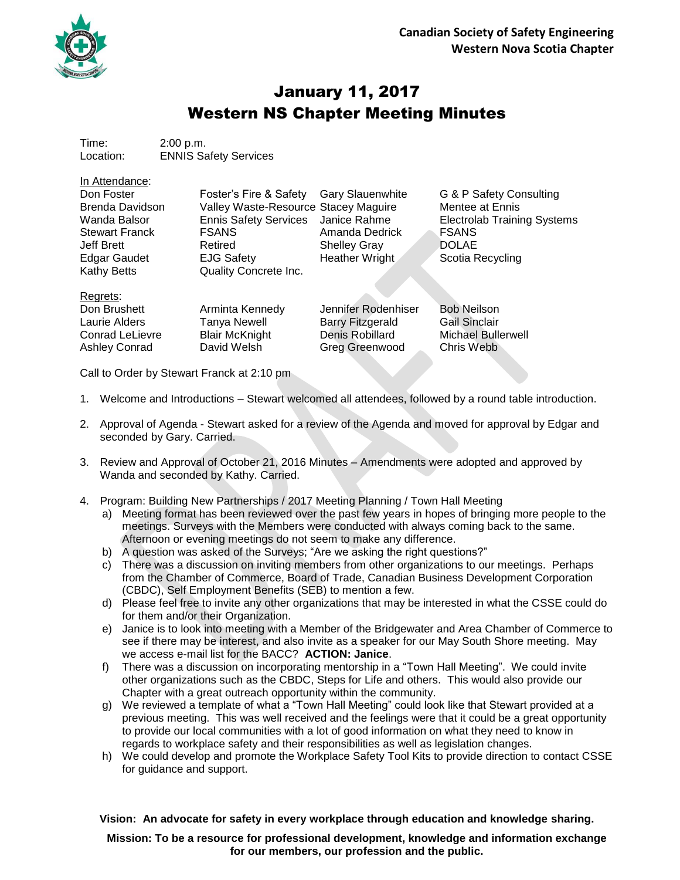**Canadian Society of Safety Engineering**
**Western Nova Scotia Chapter**

# January 11, 2017
# Western NS Chapter Meeting Minutes

Time: 2:00 p.m.
Location: ENNIS Safety Services

In Attendance:

| | | | |
|---|---|---|---|
| Don Foster | Foster's Fire & Safety | Gary Slauenwhite | G & P Safety Consulting |
| Brenda Davidson | Valley Waste-Resource | Stacey Maguire | Mentee at Ennis |
| Wanda Balsor | Ennis Safety Services | Janice Rahme | Electrolab Training Systems |
| Stewart Franck | FSANS | Amanda Dedrick | FSANS |
| Jeff Brett | Retired | Shelley Gray | DOLAE |
| Edgar Gaudet | EJG Safety | Heather Wright | Scotia Recycling |
| Kathy Betts | Quality Concrete Inc. | | |

Regrets:

| | | | |
|---|---|---|---|
| Don Brushett | Arminta Kennedy | Jennifer Rodenhiser | Bob Neilson |
| Laurie Alders | Tanya Newell | Barry Fitzgerald | Gail Sinclair |
| Conrad LeLievre | Blair McKnight | Denis Robillard | Michael Bullerwell |
| Ashley Conrad | David Welsh | Greg Greenwood | Chris Webb |

Call to Order by Stewart Franck at 2:10 pm

1. Welcome and Introductions – Stewart welcomed all attendees, followed by a round table introduction.

2. Approval of Agenda - Stewart asked for a review of the Agenda and moved for approval by Edgar and seconded by Gary. Carried.

3. Review and Approval of October 21, 2016 Minutes – Amendments were adopted and approved by Wanda and seconded by Kathy. Carried.

4. Program: Building New Partnerships / 2017 Meeting Planning / Town Hall Meeting
   a) Meeting format has been reviewed over the past few years in hopes of bringing more people to the meetings. Surveys with the Members were conducted with always coming back to the same. Afternoon or evening meetings do not seem to make any difference.
   b) A question was asked of the Surveys; "Are we asking the right questions?"
   c) There was a discussion on inviting members from other organizations to our meetings. Perhaps from the Chamber of Commerce, Board of Trade, Canadian Business Development Corporation (CBDC), Self Employment Benefits (SEB) to mention a few.
   d) Please feel free to invite any other organizations that may be interested in what the CSSE could do for them and/or their Organization.
   e) Janice is to look into meeting with a Member of the Bridgewater and Area Chamber of Commerce to see if there may be interest, and also invite as a speaker for our May South Shore meeting. May we access e-mail list for the BACC? **ACTION: Janice**.
   f) There was a discussion on incorporating mentorship in a "Town Hall Meeting". We could invite other organizations such as the CBDC, Steps for Life and others. This would also provide our Chapter with a great outreach opportunity within the community.
   g) We reviewed a template of what a "Town Hall Meeting" could look like that Stewart provided at a previous meeting. This was well received and the feelings were that it could be a great opportunity to provide our local communities with a lot of good information on what they need to know in regards to workplace safety and their responsibilities as well as legislation changes.
   h) We could develop and promote the Workplace Safety Tool Kits to provide direction to contact CSSE for guidance and support.

**Vision: An advocate for safety in every workplace through education and knowledge sharing.**

**Mission: To be a resource for professional development, knowledge and information exchange for our members, our profession and the public.**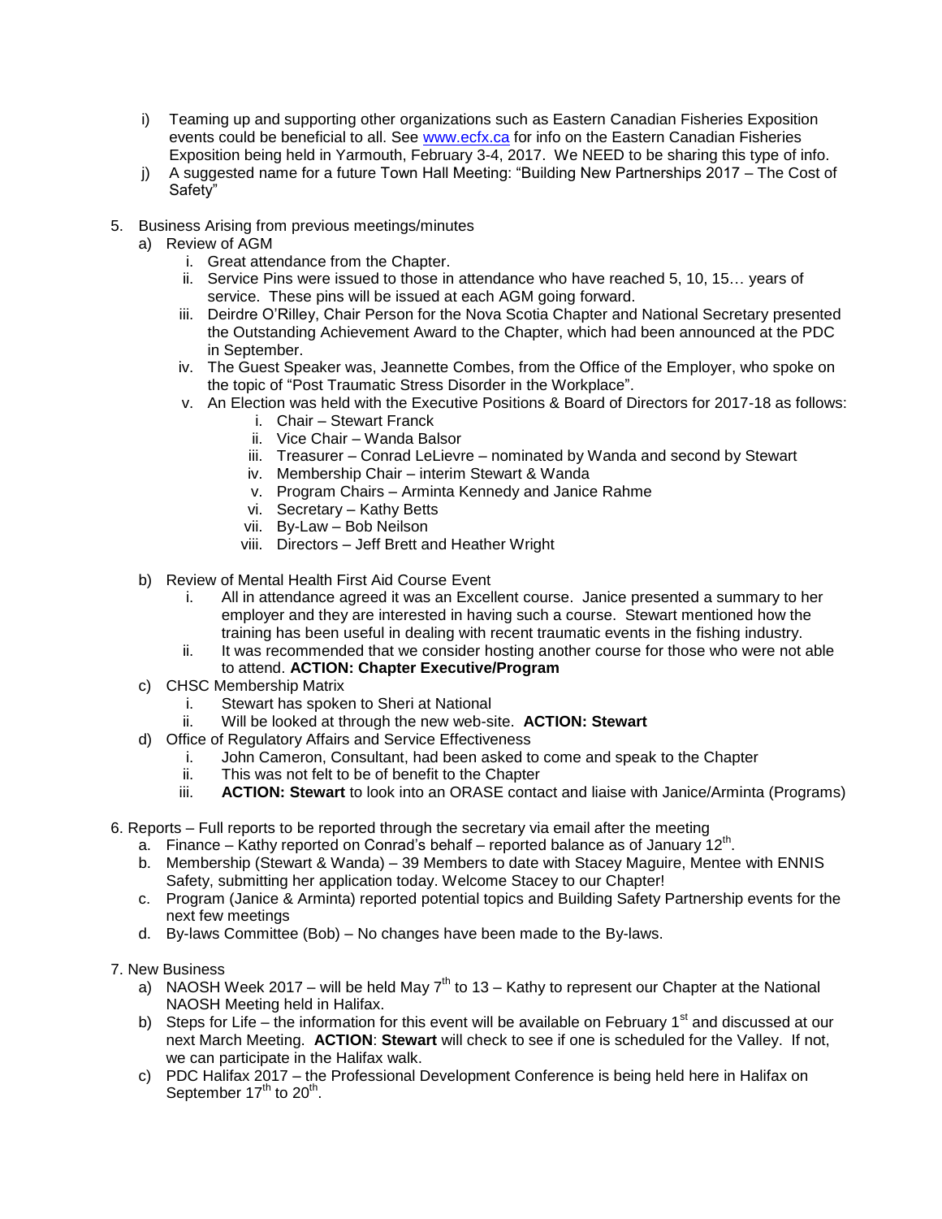i) Teaming up and supporting other organizations such as Eastern Canadian Fisheries Exposition events could be beneficial to all. See www.ecfx.ca for info on the Eastern Canadian Fisheries Exposition being held in Yarmouth, February 3-4, 2017. We NEED to be sharing this type of info.

j) A suggested name for a future Town Hall Meeting: "Building New Partnerships 2017 – The Cost of Safety"

5. Business Arising from previous meetings/minutes
   a) Review of AGM
      i. Great attendance from the Chapter.
      ii. Service Pins were issued to those in attendance who have reached 5, 10, 15… years of service. These pins will be issued at each AGM going forward.
      iii. Deirdre O'Rilley, Chair Person for the Nova Scotia Chapter and National Secretary presented the Outstanding Achievement Award to the Chapter, which had been announced at the PDC in September.
      iv. The Guest Speaker was, Jeannette Combes, from the Office of the Employer, who spoke on the topic of "Post Traumatic Stress Disorder in the Workplace".
      v. An Election was held with the Executive Positions & Board of Directors for 2017-18 as follows:
         i. Chair – Stewart Franck
         ii. Vice Chair – Wanda Balsor
         iii. Treasurer – Conrad LeLievre – nominated by Wanda and second by Stewart
         iv. Membership Chair – interim Stewart & Wanda
         v. Program Chairs – Arminta Kennedy and Janice Rahme
         vi. Secretary – Kathy Betts
         vii. By-Law – Bob Neilson
         viii. Directors – Jeff Brett and Heather Wright
   b) Review of Mental Health First Aid Course Event
      i. All in attendance agreed it was an Excellent course. Janice presented a summary to her employer and they are interested in having such a course. Stewart mentioned how the training has been useful in dealing with recent traumatic events in the fishing industry.
      ii. It was recommended that we consider hosting another course for those who were not able to attend. **ACTION: Chapter Executive/Program**
   c) CHSC Membership Matrix
      i. Stewart has spoken to Sheri at National
      ii. Will be looked at through the new web-site. **ACTION: Stewart**
   d) Office of Regulatory Affairs and Service Effectiveness
      i. John Cameron, Consultant, had been asked to come and speak to the Chapter
      ii. This was not felt to be of benefit to the Chapter
      iii. **ACTION: Stewart** to look into an ORASE contact and liaise with Janice/Arminta (Programs)

6. Reports – Full reports to be reported through the secretary via email after the meeting
   a. Finance – Kathy reported on Conrad's behalf – reported balance as of January 12th.
   b. Membership (Stewart & Wanda) – 39 Members to date with Stacey Maguire, Mentee with ENNIS Safety, submitting her application today. Welcome Stacey to our Chapter!
   c. Program (Janice & Arminta) reported potential topics and Building Safety Partnership events for the next few meetings
   d. By-laws Committee (Bob) – No changes have been made to the By-laws.

7. New Business
   a) NAOSH Week 2017 – will be held May 7th to 13 – Kathy to represent our Chapter at the National NAOSH Meeting held in Halifax.
   b) Steps for Life – the information for this event will be available on February 1st and discussed at our next March Meeting. **ACTION**: **Stewart** will check to see if one is scheduled for the Valley. If not, we can participate in the Halifax walk.
   c) PDC Halifax 2017 – the Professional Development Conference is being held here in Halifax on September 17th to 20th.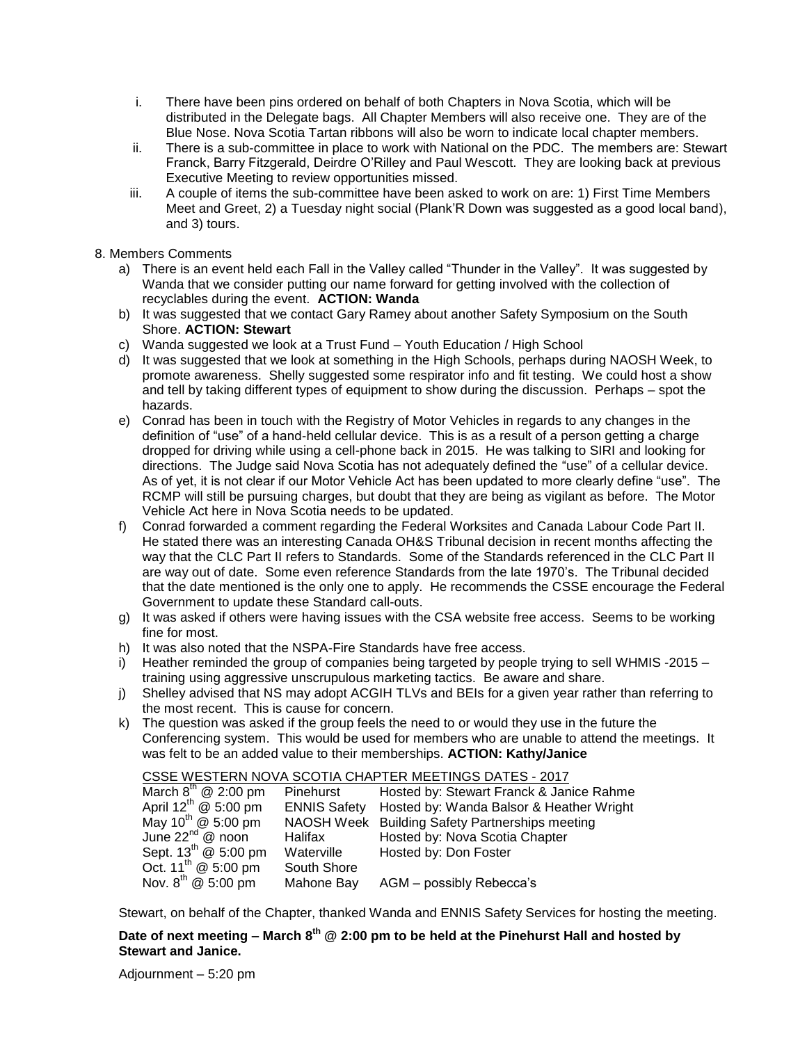i. There have been pins ordered on behalf of both Chapters in Nova Scotia, which will be distributed in the Delegate bags. All Chapter Members will also receive one. They are of the Blue Nose. Nova Scotia Tartan ribbons will also be worn to indicate local chapter members.

ii. There is a sub-committee in place to work with National on the PDC. The members are: Stewart Franck, Barry Fitzgerald, Deirdre O'Rilley and Paul Wescott. They are looking back at previous Executive Meeting to review opportunities missed.

iii. A couple of items the sub-committee have been asked to work on are: 1) First Time Members Meet and Greet, 2) a Tuesday night social (Plank'R Down was suggested as a good local band), and 3) tours.

8. Members Comments

a) There is an event held each Fall in the Valley called "Thunder in the Valley". It was suggested by Wanda that we consider putting our name forward for getting involved with the collection of recyclables during the event. **ACTION: Wanda**

b) It was suggested that we contact Gary Ramey about another Safety Symposium on the South Shore. **ACTION: Stewart**

c) Wanda suggested we look at a Trust Fund – Youth Education / High School

d) It was suggested that we look at something in the High Schools, perhaps during NAOSH Week, to promote awareness. Shelly suggested some respirator info and fit testing. We could host a show and tell by taking different types of equipment to show during the discussion. Perhaps – spot the hazards.

e) Conrad has been in touch with the Registry of Motor Vehicles in regards to any changes in the definition of "use" of a hand-held cellular device. This is as a result of a person getting a charge dropped for driving while using a cell-phone back in 2015. He was talking to SIRI and looking for directions. The Judge said Nova Scotia has not adequately defined the "use" of a cellular device. As of yet, it is not clear if our Motor Vehicle Act has been updated to more clearly define "use". The RCMP will still be pursuing charges, but doubt that they are being as vigilant as before. The Motor Vehicle Act here in Nova Scotia needs to be updated.

f) Conrad forwarded a comment regarding the Federal Worksites and Canada Labour Code Part II. He stated there was an interesting Canada OH&S Tribunal decision in recent months affecting the way that the CLC Part II refers to Standards. Some of the Standards referenced in the CLC Part II are way out of date. Some even reference Standards from the late 1970's. The Tribunal decided that the date mentioned is the only one to apply. He recommends the CSSE encourage the Federal Government to update these Standard call-outs.

g) It was asked if others were having issues with the CSA website free access. Seems to be working fine for most.

h) It was also noted that the NSPA-Fire Standards have free access.

i) Heather reminded the group of companies being targeted by people trying to sell WHMIS -2015 – training using aggressive unscrupulous marketing tactics. Be aware and share.

j) Shelley advised that NS may adopt ACGIH TLVs and BEIs for a given year rather than referring to the most recent. This is cause for concern.

k) The question was asked if the group feels the need to or would they use in the future the Conferencing system. This would be used for members who are unable to attend the meetings. It was felt to be an added value to their memberships. **ACTION: Kathy/Janice**

CSSE WESTERN NOVA SCOTIA CHAPTER MEETINGS DATES - 2017

| | | |
|---|---|---|
| March 8th @ 2:00 pm | Pinehurst | Hosted by: Stewart Franck & Janice Rahme |
| April 12th @ 5:00 pm | ENNIS Safety | Hosted by: Wanda Balsor & Heather Wright |
| May 10th @ 5:00 pm | NAOSH Week | Building Safety Partnerships meeting |
| June 22nd @ noon | Halifax | Hosted by: Nova Scotia Chapter |
| Sept. 13th @ 5:00 pm | Waterville | Hosted by: Don Foster |
| Oct. 11th @ 5:00 pm | South Shore | |
| Nov. 8th @ 5:00 pm | Mahone Bay | AGM – possibly Rebecca's |

Stewart, on behalf of the Chapter, thanked Wanda and ENNIS Safety Services for hosting the meeting.

**Date of next meeting – March 8th @ 2:00 pm to be held at the Pinehurst Hall and hosted by Stewart and Janice.**

Adjournment – 5:20 pm